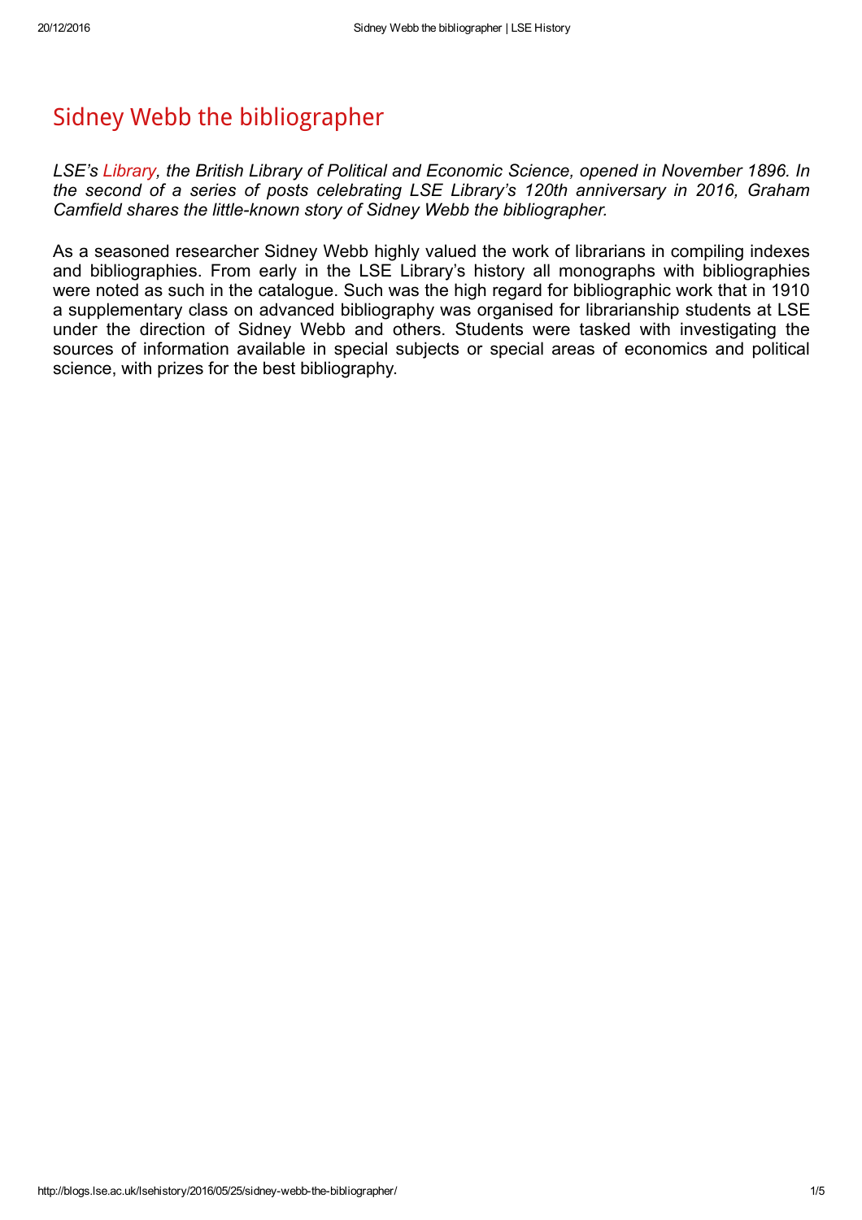# Sidney Webb the bibliographer

*LSE's Library, the British Library of Political and Economic Science, opened in November 1896. In the second of a series of posts celebrating LSE Library's 120th anniversary in 2016, Graham Camfield shares the little-known story of Sidney Webb the bibliographer.*

As a seasoned researcher Sidney Webb highly valued the work of librarians in compiling indexes and bibliographies. From early in the LSE Library's history all monographs with bibliographies were noted as such in the catalogue. Such was the high regard for bibliographic work that in 1910 a supplementary class on advanced bibliography was organised for librarianship students at LSE under the direction of Sidney Webb and others. Students were tasked with investigating the sources of information available in special subjects or special areas of economics and political science, with prizes for the best bibliography.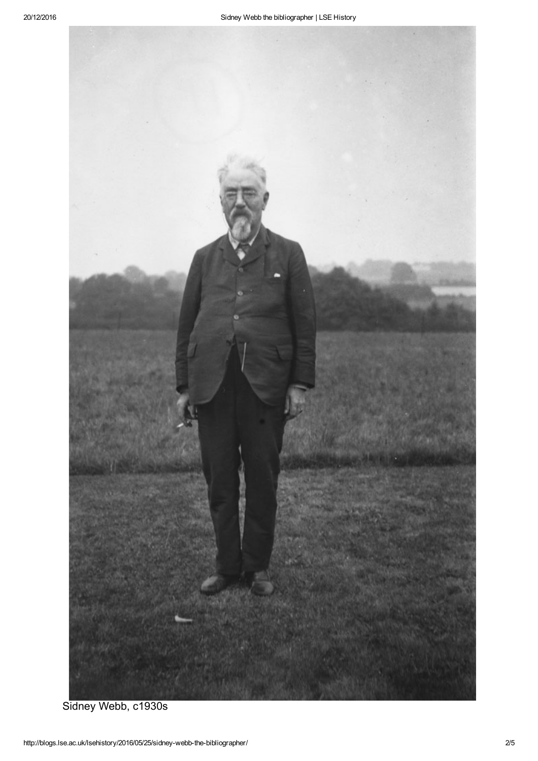Sidney Webb, c1930s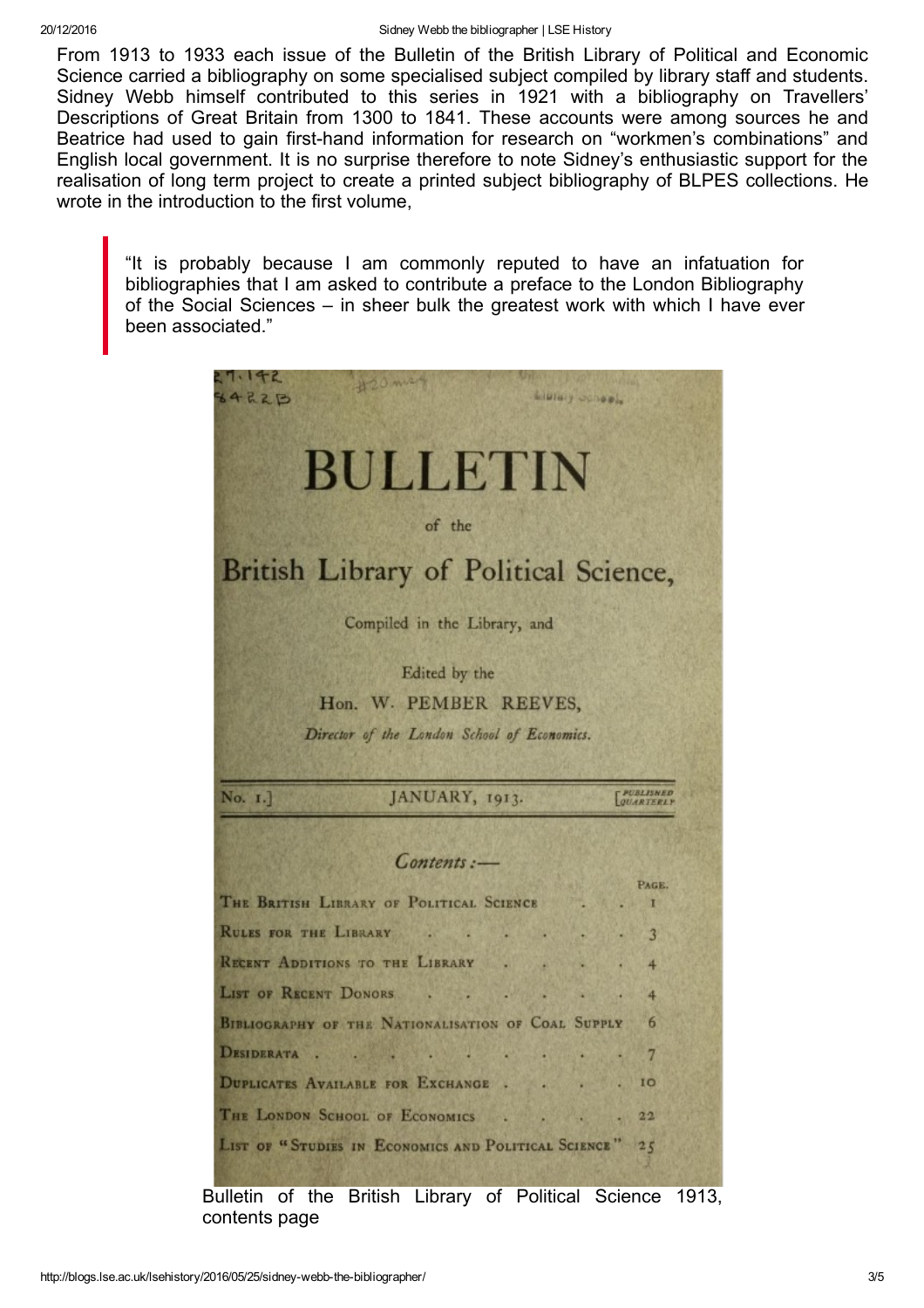From 1913 to 1933 each issue of the Bulletin of the British Library of Political and Economic Science carried a bibliography on some specialised subject compiled by library staff and students. Sidney Webb himself contributed to this series in 1921 with a bibliography on Travellers' Descriptions of Great Britain from 1300 to 1841. These accounts were among sources he and Beatrice had used to gain first-hand information for research on "workmen's combinations" and English local government. It is no surprise therefore to note Sidney's enthusiastic support for the realisation of long term project to create a printed subject bibliography of BLPES collections. He wrote in the introduction to the first volume,

> "It is probably because I am commonly reputed to have an infatuation for bibliographies that I am asked to contribute a preface to the London Bibliography of the Social Sciences – in sheer bulk the greatest work with which I have ever been associated."

# BULLETIN

of the

## British Library of Political Science,

Compiled in the Library, and

Edited by the

Hon. W. PEMBER REEVES,

*Director of the London School of Economics.*

No. 1.] JANUARY, 1913. [PUBLISHED QUARTERLY

*Contents:—*

| | PAGE. |
|---|---|
| THE BRITISH LIBRARY OF POLITICAL SCIENCE | 1 |
| RULES FOR THE LIBRARY | 3 |
| RECENT ADDITIONS TO THE LIBRARY | 4 |
| LIST OF RECENT DONORS | 4 |
| BIBLIOGRAPHY OF THE NATIONALISATION OF COAL SUPPLY | 6 |
| DESIDERATA | 7 |
| DUPLICATES AVAILABLE FOR EXCHANGE | 10 |
| THE LONDON SCHOOL OF ECONOMICS | 22 |
| LIST OF "STUDIES IN ECONOMICS AND POLITICAL SCIENCE" | 25 |

Bulletin of the British Library of Political Science 1913, contents page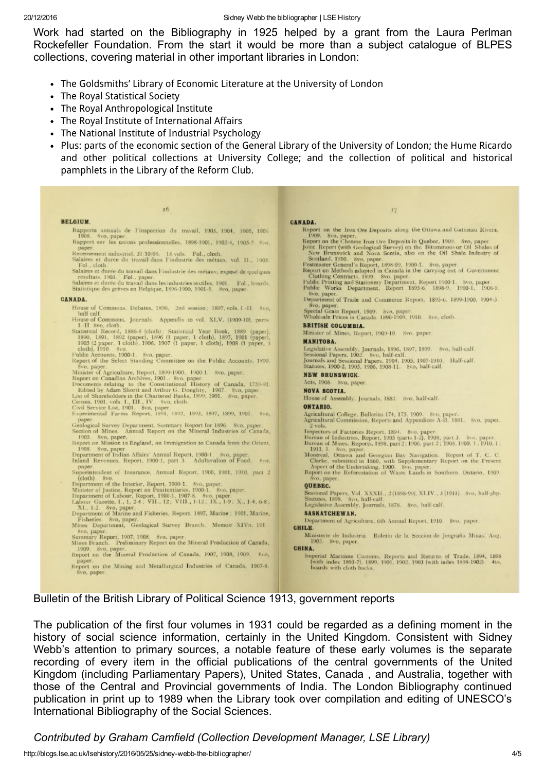Work had started on the Bibliography in 1925 helped by a grant from the Laura Perlman Rockefeller Foundation. From the start it would be more than a subject catalogue of BLPES collections, covering material in other important libraries in London:

- The Goldsmiths' Library of Economic Literature at the University of London
- The Royal Statistical Society
- The Royal Anthropological Institute
- The Royal Institute of International Affairs
- The National Institute of Industrial Psychology
- Plus: parts of the economic section of the General Library of the University of London; the Hume Ricardo and other political collections at University College; and the collection of political and historical pamphlets in the Library of the Reform Club.

**BELGIUM.**

Rapports annuels de l'inspection du travail, 1903, 1904, 1905, 1906, 1908. 8vo, paper.
Rapport sur les unions professionnelles, 1898-1901, 1902-4, 1905-7. 8vo, paper.
Recensement industriel, 31/10/06. 18 vols. Fol., cloth.
Salaires et durée du travail dans l'industrie des métaux, vol. II., 1903. Fol., cloth.
Salaires et durée du travail dans l'industrie des métaux; exposé de quelques résultats. 1903. Fol., paper.
Salaires et durée du travail dans les industries textiles, 1901. Fol., boards.
Statistique des grèves en Belgique, 1896-1900, 1901-5. 8vo, paper.

**CANADA.**

House of Commons, Debates, 1896, 2nd session; 1897, vols. I.-II. 8vo, half calf.
House of Commons, Journals. Appendix to vol. XLV. (1909-10), parts I.-II. 8vo, cloth.
Statistical Record, 1886-8 (cloth); Statistical Year Book, 1889 (paper), 1890, 1891, 1892 (paper), 1896 (1 paper, 1 cloth), 1897, 1901 (paper), 1905 (2 paper, 1 cloth), 1906, 1907 (1 paper, 1 cloth), 1908 (1 paper, 1 cloth), 1910. 8vo.
Public Accounts, 1900-1. 8vo, paper.
Report of the Select Standing Committee on the Public Accounts, 1899. 8vo, paper.
Minister of Agriculture, Report, 1899-1900, 1900-1. 8vo, paper.
Report on Canadian Archives, 1901. 8vo, paper.
Documents relating to the Constitutional History of Canada, 1759-91. Edited by Adam Shortt and Arthur G. Doughty, 1907. 8vo, paper.
List of Shareholders in the Chartered Banks, 1899, 1901. 8vo, paper.
Census, 1901, vols. I., III., IV. 8vo, cloth.
Civil Service List, 1901. 8vo, paper.
Experimental Farms Report, 1891, 1892, 1893, 1897, 1899, 1901. 8vo, paper.
Geological Survey Department, Summary Report for 1896. 8vo, paper.
Section of Mines. Annual Report on the Mineral Industries of Canada, 1905. 8vo, paper.
Report on Mission to England, on Immigration to Canada from the Orient, 1908. 8vo, paper.
Department of Indian Affairs' Annual Report, 1900-1. 8vo, paper.
Inland Revenues, Report, 1900-1, part 3. Adulteration of Food. 8vo, paper.
Superintendent of Insurance, Annual Report, 1900, 1901, 1910, part 2 (cloth). 8vo.
Department of the Interior, Report, 1900-1. 8vo, paper.
Minister of Justice, Report on Penitentiaries, 1900-1. 8vo, paper.
Department of Labour, Report, 1900-1, 1907-8. 8vo, paper.
Labour Gazette, I., 1, 2-4; VII., 12; VIII., 1-12; IX., 1-9; X., 1-4, 6-8; XI., 1-2. 8vo, paper.
Department of Marine and Fisheries, Report, 1897, Marine; 1901, Marine, Fisheries. 8vo, paper.
Mines Department, Geological Survey Branch. Memoir XIVa. 191 8vo, paper.
Summary Report, 1907, 1908. 8vo, paper.
Mines Branch. Preliminary Report on the Mineral Production of Canada, 1909. 8vo, paper.
Report on the Mineral Production of Canada, 1907, 1908, 1909. 8vo, paper.
Report on the Mining and Metallurgical Industries of Canada, 1907-8. 8vo, paper.

**CANADA.**

Report on the Iron Ore Deposits along the Ottawa and Gatineau Rivers, 1909. 8vo, paper.
Report on the Chrome Iron Ore Deposits in Quebec, 1909. 8vo, paper.
Joint Report (with Geological Survey) on the Bituminous or Oil Shales of New Brunswick and Nova Scotia, also on the Oil Shale Industry of Scotland, 1910. 8vo, paper.
Postmaster General's Report, 1898-99, 1900-1. 8vo, paper.
Report on Methods adopted in Canada in the carrying out of Government Clothing Contracts, 1899. 8vo, paper.
Public Printing and Stationery Department, Report 1900-1. 8vo, paper.
Public Works Department, Report 1895-6, 1898-9, 1900-1, 1908-9. 8vo, paper.
Department of Trade and Commerce Report, 1895-6, 1899-1900, 1904-5. 8vo, paper.
Special Grain Report, 1909. 8vo, paper.
Wholesale Prices in Canada, 1890-1909, 1910. 8vo, cloth.

**BRITISH COLUMBIA.**

Minister of Mines, Report, 1909-10. 8vo, paper.

**MANITOBA.**

Legislative Assembly, Journals, 1896, 1897, 1899. 8vo, half-calf.
Sessional Papers, 1902. 8vo, half-calf.
Journals and Sessional Papers, 1904, 1905, 1907-1910. Half-calf.
Statutes, 1900-2, 1905, 1906, 1908-11. 8vo, half-calf.

**NEW BRUNSWICK.**

Acts, 1908. 8vo, paper.

**NOVA SCOTIA.**

House of Assembly, Journals, 1882. 8vo, half-calf.

**ONTARIO.**

Agricultural College, Bulletins 174, 175. 1909. 8vo, paper.
Agricultural Commission, Reports and Appendices A-B. 1881. 8vo, paper. 2 vols.
Inspectors of Factories Report, 1894. 8vo, paper.
Bureau of Industries, Report, 1905 (parts 1-2), 1908, part 3. 8vo, paper.
Bureau of Mines, Reports, 1898, part 2; 1906, part 2; 1908, 1909, 1; 1910, 1; 1911, 1. 8vo, paper.
Montreal, Ottawa and Georgian Bay Navigation. Report of T. C. C. Clarke, submitted in 1860, with Supplementary Report on the Present Aspect of the Undertaking, 1900. 8vo, paper.
Report on the Reforestation of Waste Lands in Southern Ontario, 1909. 8vo, paper.

**QUEBEC.**

Sessional Papers, Vol. XXXII., 2 (1898-99), XLIV., 3 (1911). 8vo, half-shp.
Statutes, 1898. 8vo, half-calf.
Legislative Assembly, Journals, 1878. 8vo, half-calf.

**SASKATCHEWAN.**

Department of Agriculture, 6th Annual Report, 1910. 8vo, paper.

**CHILE.**

Ministerio de Industria. Boletin de la Seccion de Jeografia Minas. Aug. 1905. 8vo, paper.

**CHINA.**

Imperial Maritime Customs, Reports and Returns of Trade, 1894, 1898 (with index 1893-7), 1899, 1901, 1902, 1903 (with index 1898-1902). 4to, boards with cloth backs.

Bulletin of the British Library of Political Science 1913, government reports

The publication of the first four volumes in 1931 could be regarded as a defining moment in the history of social science information, certainly in the United Kingdom. Consistent with Sidney Webb's attention to primary sources, a notable feature of these early volumes is the separate recording of every item in the official publications of the central governments of the United Kingdom (including Parliamentary Papers), United States, Canada , and Australia, together with those of the Central and Provincial governments of India. The London Bibliography continued publication in print up to 1989 when the Library took over compilation and editing of UNESCO's International Bibliography of the Social Sciences.

*Contributed by Graham Camfield (Collection Development Manager, LSE Library)*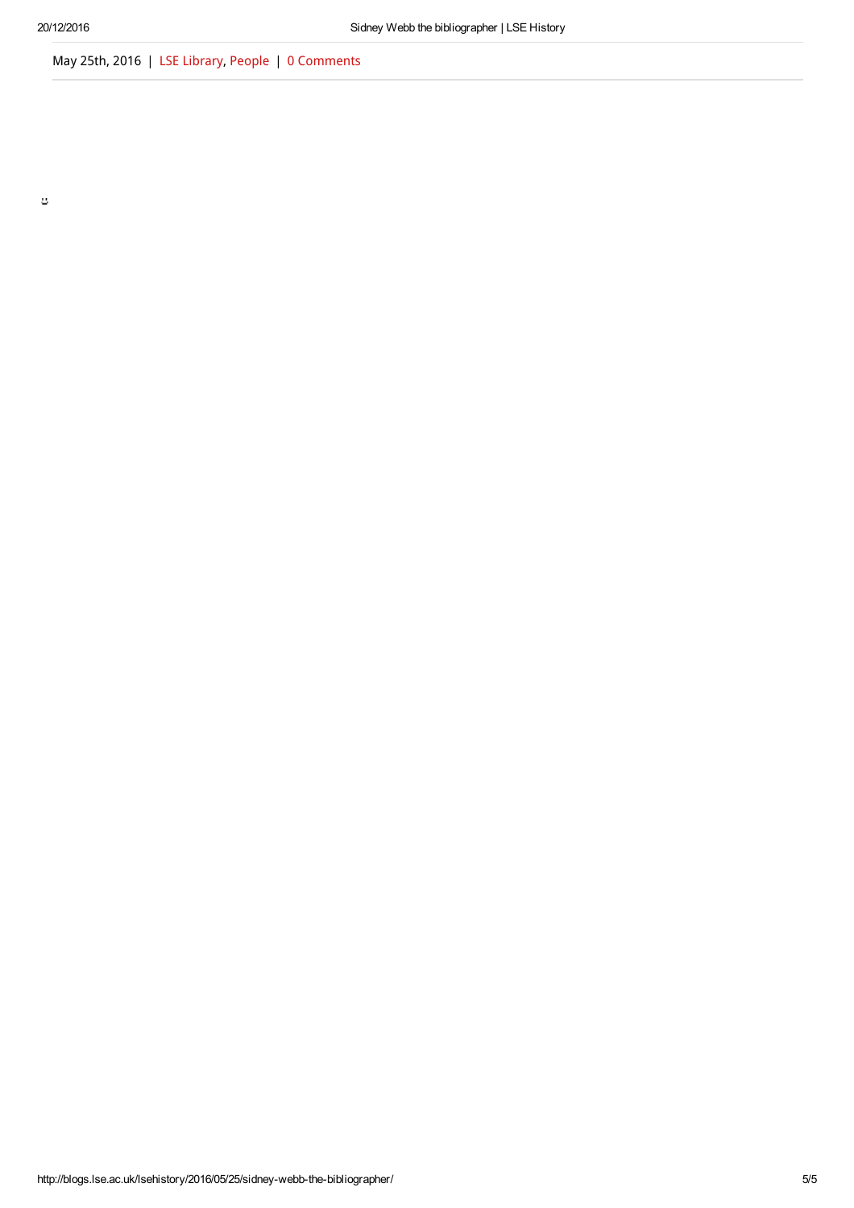May 25th, 2016 | LSE Library, People | 0 Comments